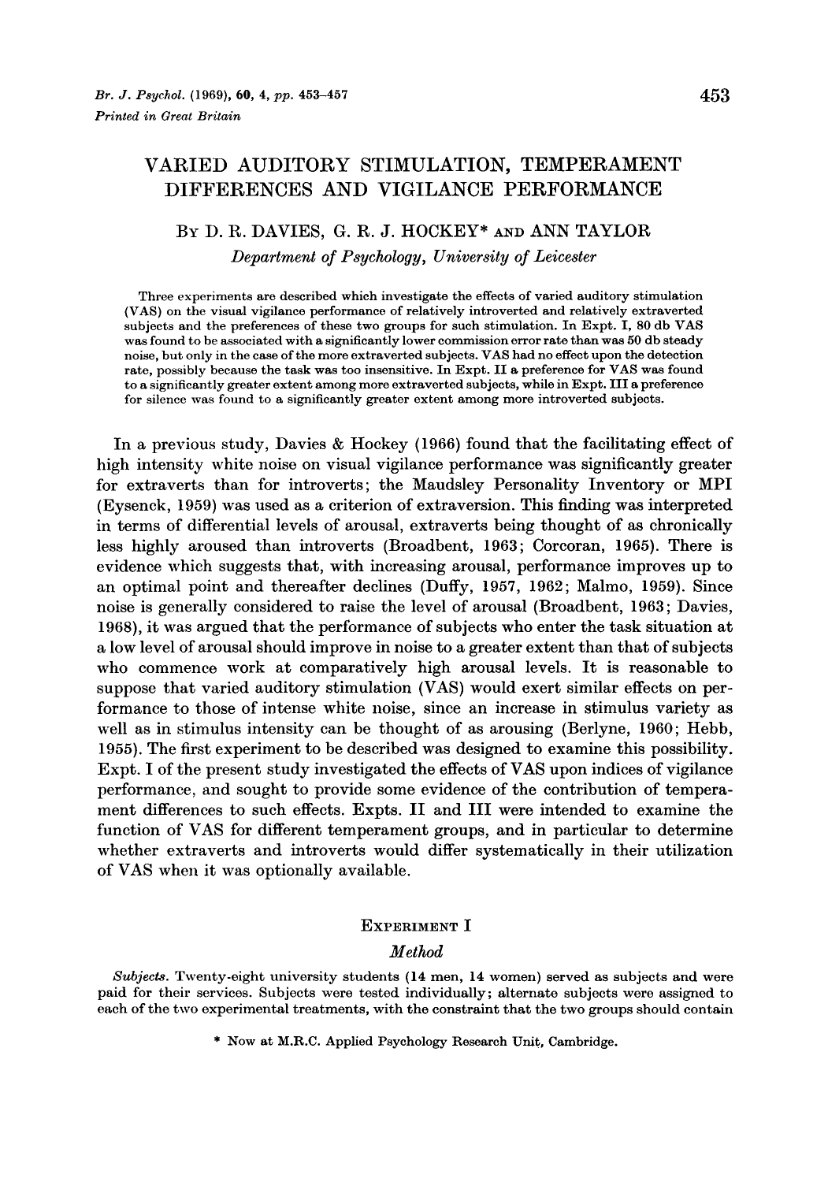# VARIED AUDITORY STIMULATION, TEMPERAMENT DIFFERENCES AND VIGILANCE PERFORMANCE

By D. R. DAVIES, G. R. J. HOCKEY* AND ANN TAYLOR

*Department of Psychology, University of Leicester*

Three experiments are described which investigate the effects of varied auditory stimulation (VAS) on the visual vigilance performance of relatively introverted and relatively extraverted subjects and the preferences of these two groups for such stimulation. In Expt. I, 80 db VAS was found to be associated with a significantly lower commission error rate than was 50 db steady noise, but only in the case of the more extraverted subjects. VAS had no effect upon the detection rate, possibly because the task was too insensitive. In Expt. II a preference for VAS was found to a significantly greater extent among more extraverted subjects, while in Expt. III a preference for silence was found to a significantly greater extent among more introverted subjects.

In a previous study, Davies & Hockey (1966) found that the facilitating effect of high intensity white noise on visual vigilance performance was significantly greater for extraverts than for introverts; the Maudsley Personality Inventory or MPI (Eysenck, 1959) was used as a criterion of extraversion. This finding was interpreted in terms of differential levels of arousal, extraverts being thought of as chronically less highly aroused than introverts (Broadbent, 1963; Corcoran, 1965). There is evidence which suggests that, with increasing arousal, performance improves up to an optimal point and thereafter declines (Duffy, 1957, 1962; Malmo, 1959). Since noise is generally considered to raise the level of arousal (Broadbent, 1963; Davies, 1968), it was argued that the performance of subjects who enter the task situation at a low level of arousal should improve in noise to a greater extent than that of subjects who commence work at comparatively high arousal levels. It is reasonable to suppose that varied auditory stimulation (VAS) would exert similar effects on performance to those of intense white noise, since an increase in stimulus variety as well as in stimulus intensity can be thought of as arousing (Berlyne, 1960; Hebb, 1955). The first experiment to be described was designed to examine this possibility. Expt. I of the present study investigated the effects of VAS upon indices of vigilance performance, and sought to provide some evidence of the contribution of temperament differences to such effects. Expts. II and III were intended to examine the function of VAS for different temperament groups, and in particular to determine whether extraverts and introverts would differ systematically in their utilization of VAS when it was optionally available.

## EXPERIMENT I

### *Method*

*Subjects.* Twenty-eight university students (14 men, 14 women) served as subjects and were paid for their services. Subjects were tested individually; alternate subjects were assigned to each of the two experimental treatments, with the constraint that the two groups should contain

\* Now at M.R.C. Applied Psychology Research Unit, Cambridge.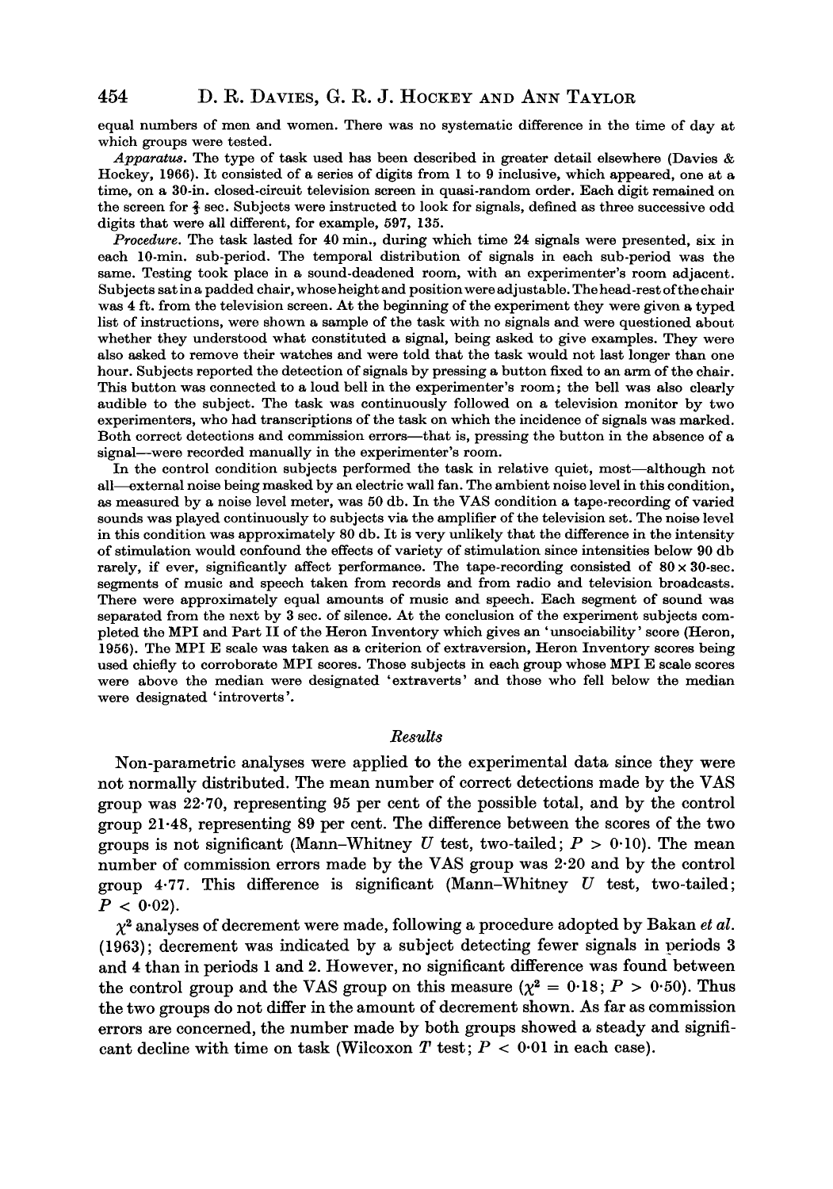equal numbers of men and women. There was no systematic difference in the time of day at which groups were tested.

*Apparatus*. The type of task used has been described in greater detail elsewhere (Davies & Hockey, 1966). It consisted of a series of digits from 1 to 9 inclusive, which appeared, one at a time, on a 30-in. closed-circuit television screen in quasi-random order. Each digit remained on the screen for $\frac{2}{3}$ sec. Subjects were instructed to look for signals, defined as three successive odd digits that were all different, for example, 597, 135.

*Procedure*. The task lasted for 40 min., during which time 24 signals were presented, six in each 10-min. sub-period. The temporal distribution of signals in each sub-period was the same. Testing took place in a sound-deadened room, with an experimenter's room adjacent. Subjects sat in a padded chair, whose height and position were adjustable. The head-rest of the chair was 4 ft. from the television screen. At the beginning of the experiment they were given a typed list of instructions, were shown a sample of the task with no signals and were questioned about whether they understood what constituted a signal, being asked to give examples. They were also asked to remove their watches and were told that the task would not last longer than one hour. Subjects reported the detection of signals by pressing a button fixed to an arm of the chair. This button was connected to a loud bell in the experimenter's room; the bell was also clearly audible to the subject. The task was continuously followed on a television monitor by two experimenters, who had transcriptions of the task on which the incidence of signals was marked. Both correct detections and commission errors—that is, pressing the button in the absence of a signal—were recorded manually in the experimenter's room.

In the control condition subjects performed the task in relative quiet, most—although not all—external noise being masked by an electric wall fan. The ambient noise level in this condition, as measured by a noise level meter, was 50 db. In the VAS condition a tape-recording of varied sounds was played continuously to subjects via the amplifier of the television set. The noise level in this condition was approximately 80 db. It is very unlikely that the difference in the intensity of stimulation would confound the effects of variety of stimulation since intensities below 90 db rarely, if ever, significantly affect performance. The tape-recording consisted of $80 \times 30$-sec. segments of music and speech taken from records and from radio and television broadcasts. There were approximately equal amounts of music and speech. Each segment of sound was separated from the next by 3 sec. of silence. At the conclusion of the experiment subjects completed the MPI and Part II of the Heron Inventory which gives an 'unsociability' score (Heron, 1956). The MPI E scale was taken as a criterion of extraversion, Heron Inventory scores being used chiefly to corroborate MPI scores. Those subjects in each group whose MPI E scale scores were above the median were designated 'extraverts' and those who fell below the median were designated 'introverts'.

### *Results*

Non-parametric analyses were applied to the experimental data since they were not normally distributed. The mean number of correct detections made by the VAS group was 22·70, representing 95 per cent of the possible total, and by the control group 21·48, representing 89 per cent. The difference between the scores of the two groups is not significant (Mann–Whitney $U$ test, two-tailed; $P > 0{\cdot}10$). The mean number of commission errors made by the VAS group was 2·20 and by the control group 4·77. This difference is significant (Mann–Whitney $U$ test, two-tailed; $P < 0{\cdot}02$).

$\chi^2$ analyses of decrement were made, following a procedure adopted by Bakan *et al.* (1963); decrement was indicated by a subject detecting fewer signals in periods 3 and 4 than in periods 1 and 2. However, no significant difference was found between the control group and the VAS group on this measure ($\chi^2 = 0{\cdot}18$; $P > 0{\cdot}50$). Thus the two groups do not differ in the amount of decrement shown. As far as commission errors are concerned, the number made by both groups showed a steady and significant decline with time on task (Wilcoxon $T$ test; $P < 0{\cdot}01$ in each case).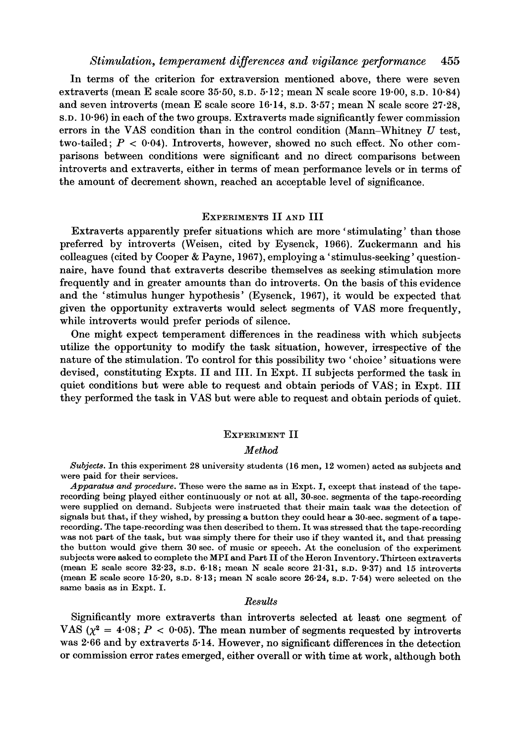In terms of the criterion for extraversion mentioned above, there were seven extraverts (mean E scale score 35·50, S.D. 5·12; mean N scale score 19·00, S.D. 10·84) and seven introverts (mean E scale score 16·14, S.D. 3·57; mean N scale score 27·28, S.D. 10·96) in each of the two groups. Extraverts made significantly fewer commission errors in the VAS condition than in the control condition (Mann–Whitney $U$ test, two-tailed; $P < 0{\cdot}04$). Introverts, however, showed no such effect. No other comparisons between conditions were significant and no direct comparisons between introverts and extraverts, either in terms of mean performance levels or in terms of the amount of decrement shown, reached an acceptable level of significance.

## EXPERIMENTS II AND III

Extraverts apparently prefer situations which are more 'stimulating' than those preferred by introverts (Weisen, cited by Eysenck, 1966). Zuckermann and his colleagues (cited by Cooper & Payne, 1967), employing a 'stimulus-seeking' questionnaire, have found that extraverts describe themselves as seeking stimulation more frequently and in greater amounts than do introverts. On the basis of this evidence and the 'stimulus hunger hypothesis' (Eysenck, 1967), it would be expected that given the opportunity extraverts would select segments of VAS more frequently, while introverts would prefer periods of silence.

One might expect temperament differences in the readiness with which subjects utilize the opportunity to modify the task situation, however, irrespective of the nature of the stimulation. To control for this possibility two 'choice' situations were devised, constituting Expts. II and III. In Expt. II subjects performed the task in quiet conditions but were able to request and obtain periods of VAS; in Expt. III they performed the task in VAS but were able to request and obtain periods of quiet.

## EXPERIMENT II

### *Method*

*Subjects.* In this experiment 28 university students (16 men, 12 women) acted as subjects and were paid for their services.

*Apparatus and procedure.* These were the same as in Expt. I, except that instead of the tape-recording being played either continuously or not at all, 30-sec. segments of the tape-recording were supplied on demand. Subjects were instructed that their main task was the detection of signals but that, if they wished, by pressing a button they could hear a 30-sec. segment of a tape-recording. The tape-recording was then described to them. It was stressed that the tape-recording was not part of the task, but was simply there for their use if they wanted it, and that pressing the button would give them 30 sec. of music or speech. At the conclusion of the experiment subjects were asked to complete the MPI and Part II of the Heron Inventory. Thirteen extraverts (mean E scale score 32·23, S.D. 6·18; mean N scale score 21·31, S.D. 9·37) and 15 introverts (mean E scale score 15·20, S.D. 8·13; mean N scale score 26·24, S.D. 7·54) were selected on the same basis as in Expt. I.

### *Results*

Significantly more extraverts than introverts selected at least one segment of VAS ($\chi^2 = 4{\cdot}08$; $P < 0{\cdot}05$). The mean number of segments requested by introverts was 2·66 and by extraverts 5·14. However, no significant differences in the detection or commission error rates emerged, either overall or with time at work, although both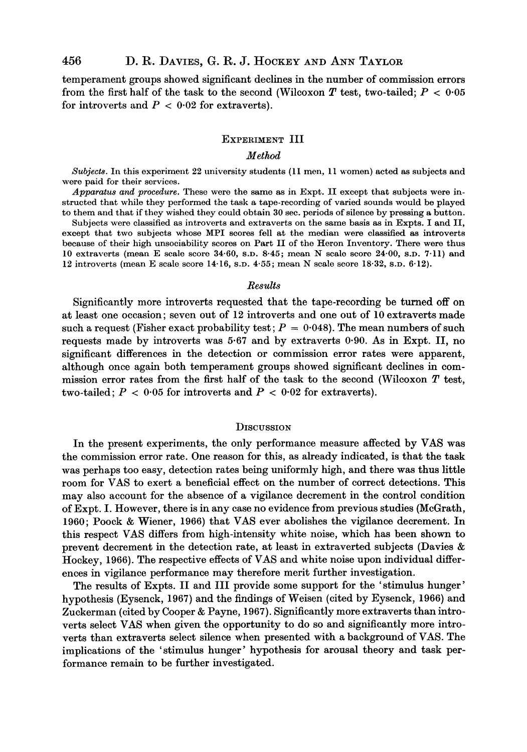temperament groups showed significant declines in the number of commission errors from the first half of the task to the second (Wilcoxon $T$ test, two-tailed; $P < 0{\cdot}05$ for introverts and $P < 0{\cdot}02$ for extraverts).

## Experiment III

### *Method*

*Subjects.* In this experiment 22 university students (11 men, 11 women) acted as subjects and were paid for their services.

*Apparatus and procedure.* These were the same as in Expt. II except that subjects were instructed that while they performed the task a tape-recording of varied sounds would be played to them and that if they wished they could obtain 30 sec. periods of silence by pressing a button.

Subjects were classified as introverts and extraverts on the same basis as in Expts. I and II, except that two subjects whose MPI scores fell at the median were classified as introverts because of their high unsociability scores on Part II of the Heron Inventory. There were thus 10 extraverts (mean E scale score 34·60, S.D. 8·45; mean N scale score 24·00, S.D. 7·11) and 12 introverts (mean E scale score 14·16, S.D. 4·55; mean N scale score 18·32, S.D. 6·12).

### *Results*

Significantly more introverts requested that the tape-recording be turned off on at least one occasion; seven out of 12 introverts and one out of 10 extraverts made such a request (Fisher exact probability test; $P = 0{\cdot}048$). The mean numbers of such requests made by introverts was 5·67 and by extraverts 0·90. As in Expt. II, no significant differences in the detection or commission error rates were apparent, although once again both temperament groups showed significant declines in commission error rates from the first half of the task to the second (Wilcoxon $T$ test, two-tailed; $P < 0{\cdot}05$ for introverts and $P < 0{\cdot}02$ for extraverts).

## Discussion

In the present experiments, the only performance measure affected by VAS was the commission error rate. One reason for this, as already indicated, is that the task was perhaps too easy, detection rates being uniformly high, and there was thus little room for VAS to exert a beneficial effect on the number of correct detections. This may also account for the absence of a vigilance decrement in the control condition of Expt. I. However, there is in any case no evidence from previous studies (McGrath, 1960; Poock & Wiener, 1966) that VAS ever abolishes the vigilance decrement. In this respect VAS differs from high-intensity white noise, which has been shown to prevent decrement in the detection rate, at least in extraverted subjects (Davies & Hockey, 1966). The respective effects of VAS and white noise upon individual differences in vigilance performance may therefore merit further investigation.

The results of Expts. II and III provide some support for the 'stimulus hunger' hypothesis (Eysenck, 1967) and the findings of Weisen (cited by Eysenck, 1966) and Zuckerman (cited by Cooper & Payne, 1967). Significantly more extraverts than introverts select VAS when given the opportunity to do so and significantly more introverts than extraverts select silence when presented with a background of VAS. The implications of the 'stimulus hunger' hypothesis for arousal theory and task performance remain to be further investigated.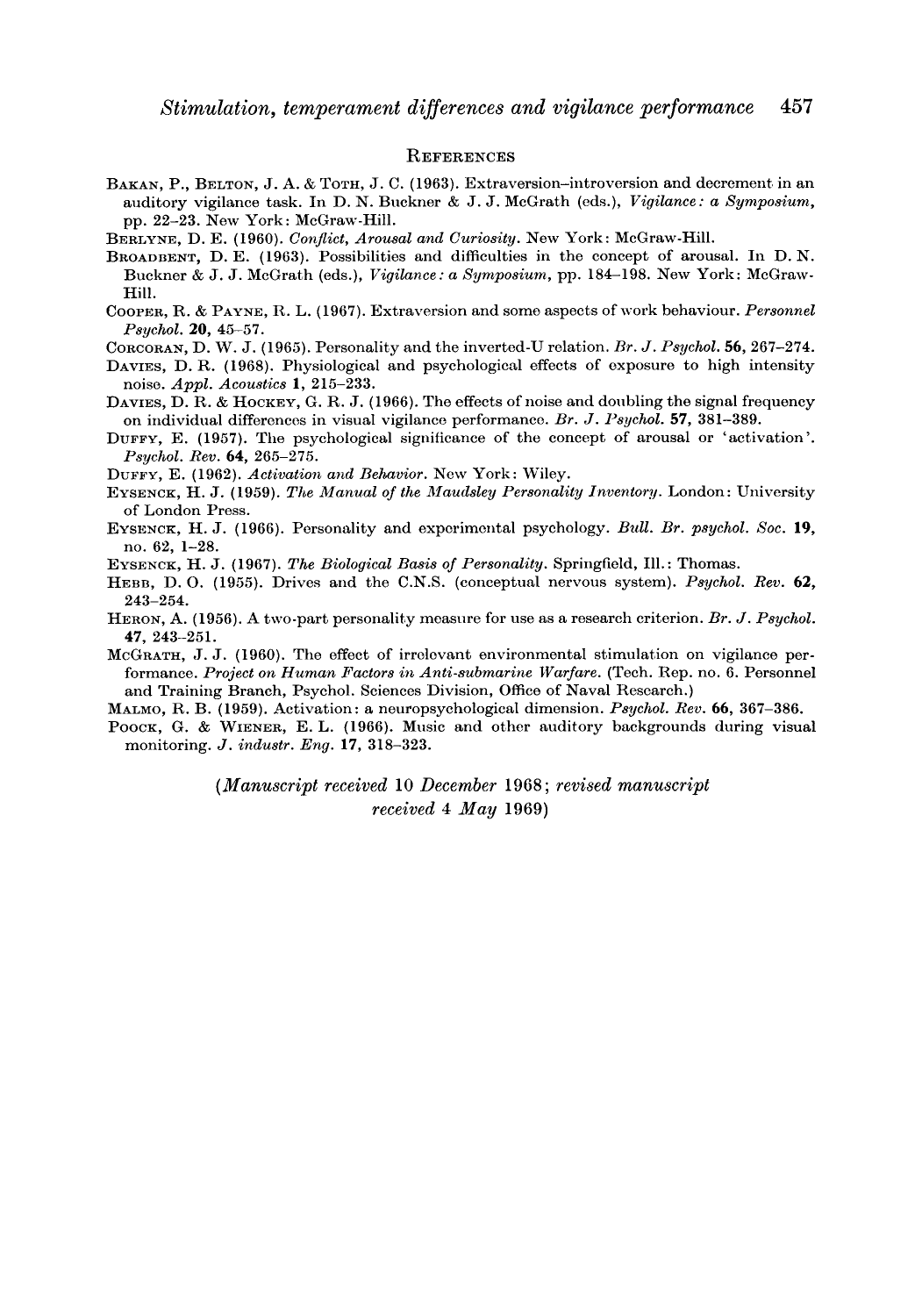## References

Bakan, P., Belton, J. A. & Toth, J. C. (1963). Extraversion–introversion and decrement in an auditory vigilance task. In D. N. Buckner & J. J. McGrath (eds.), *Vigilance: a Symposium*, pp. 22–23. New York: McGraw-Hill.

Berlyne, D. E. (1960). *Conflict, Arousal and Curiosity*. New York: McGraw-Hill.

Broadbent, D. E. (1963). Possibilities and difficulties in the concept of arousal. In D. N. Buckner & J. J. McGrath (eds.), *Vigilance: a Symposium*, pp. 184–198. New York: McGraw-Hill.

Cooper, R. & Payne, R. L. (1967). Extraversion and some aspects of work behaviour. *Personnel Psychol.* **20**, 45–57.

Corcoran, D. W. J. (1965). Personality and the inverted-U relation. *Br. J. Psychol.* **56**, 267–274.

Davies, D. R. (1968). Physiological and psychological effects of exposure to high intensity noise. *Appl. Acoustics* **1**, 215–233.

Davies, D. R. & Hockey, G. R. J. (1966). The effects of noise and doubling the signal frequency on individual differences in visual vigilance performance. *Br. J. Psychol.* **57**, 381–389.

Duffy, E. (1957). The psychological significance of the concept of arousal or 'activation'. *Psychol. Rev.* **64**, 265–275.

Duffy, E. (1962). *Activation and Behavior*. New York: Wiley.

Eysenck, H. J. (1959). *The Manual of the Maudsley Personality Inventory*. London: University of London Press.

Eysenck, H. J. (1966). Personality and experimental psychology. *Bull. Br. psychol. Soc.* **19**, no. 62, 1–28.

Eysenck, H. J. (1967). *The Biological Basis of Personality*. Springfield, Ill.: Thomas.

Hebb, D. O. (1955). Drives and the C.N.S. (conceptual nervous system). *Psychol. Rev.* **62**, 243–254.

Heron, A. (1956). A two-part personality measure for use as a research criterion. *Br. J. Psychol.* **47**, 243–251.

McGrath, J. J. (1960). The effect of irrelevant environmental stimulation on vigilance performance. *Project on Human Factors in Anti-submarine Warfare*. (Tech. Rep. no. 6. Personnel and Training Branch, Psychol. Sciences Division, Office of Naval Research.)

Malmo, R. B. (1959). Activation: a neuropsychological dimension. *Psychol. Rev.* **66**, 367–386.

Poock, G. & Wiener, E. L. (1966). Music and other auditory backgrounds during visual monitoring. *J. industr. Eng.* **17**, 318–323.

*(Manuscript received 10 December 1968; revised manuscript received 4 May 1969)*